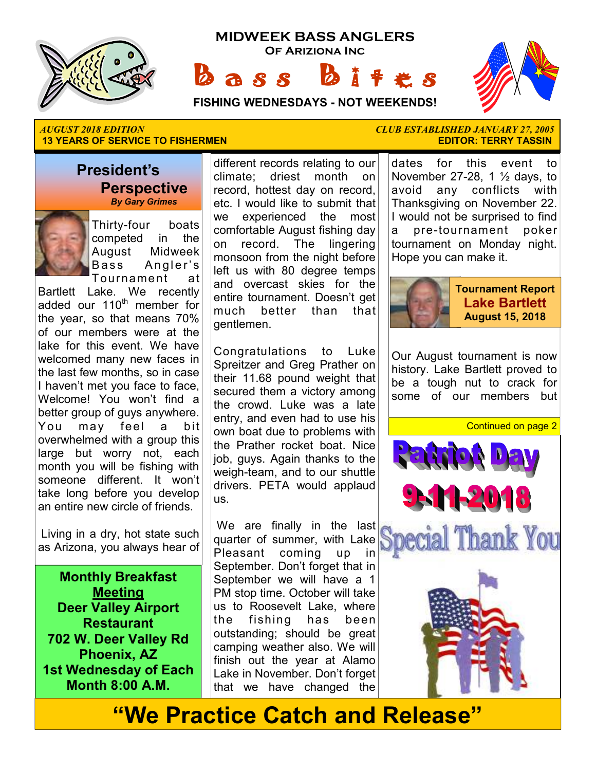# MIDWEEK BASS ANGLERS

**OF ARIZIONA INC**

# Bass Bites

**FISHING WEDNESDAYS - NOT WEEKENDS!**

*AUGUST 2018 EDITION* — *CLUB ESTABLISHED JANUARY 27, 2005*

**13 YEARS OF SERVICE TO FISHERMEN** — **EDITOR: TERRY TASSIN**

## President's Perspective

***By Gary Grimes***

Thirty-four boats competed in the August Midweek Bass Angler's Tournament at Bartlett Lake. We recently added our 110th member for the year, so that means 70% of our members were at the lake for this event. We have welcomed many new faces in the last few months, so in case I haven't met you face to face, Welcome! You won't find a better group of guys anywhere. You may feel a bit overwhelmed with a group this large but worry not, each month you will be fishing with someone different. It won't take long before you develop an entire new circle of friends.

Living in a dry, hot state such as Arizona, you always hear of different records relating to our climate; driest month on record, hottest day on record, etc. I would like to submit that we experienced the most comfortable August fishing day on record. The lingering monsoon from the night before left us with 80 degree temps and overcast skies for the entire tournament. Doesn't get much better than that gentlemen.

Congratulations to Luke Spreitzer and Greg Prather on their 11.68 pound weight that secured them a victory among the crowd. Luke was a late entry, and even had to use his own boat due to problems with the Prather rocket boat. Nice job, guys. Again thanks to the weigh-team, and to our shuttle drivers. PETA would applaud us.

We are finally in the last quarter of summer, with Lake Pleasant coming up in September. Don't forget that in September we will have a 1 PM stop time. October will take us to Roosevelt Lake, where the fishing has been outstanding; should be great camping weather also. We will finish out the year at Alamo Lake in November. Don't forget that we have changed the dates for this event to November 27-28, 1 ½ days, to avoid any conflicts with Thanksgiving on November 22. I would not be surprised to find a pre-tournament poker tournament on Monday night. Hope you can make it.

**Monthly Breakfast <u>Meeting</u>**
**Deer Valley Airport Restaurant**
**702 W. Deer Valley Rd**
**Phoenix, AZ**
**1st Wednesday of Each Month 8:00 A.M.**

## Tournament Report
## Lake Bartlett
**August 15, 2018**

Our August tournament is now history. Lake Bartlett proved to be a tough nut to crack for some of our members but

Continued on page 2

**Patriot Day**

**9-11-2018**

**Special Thank You**

# "We Practice Catch and Release"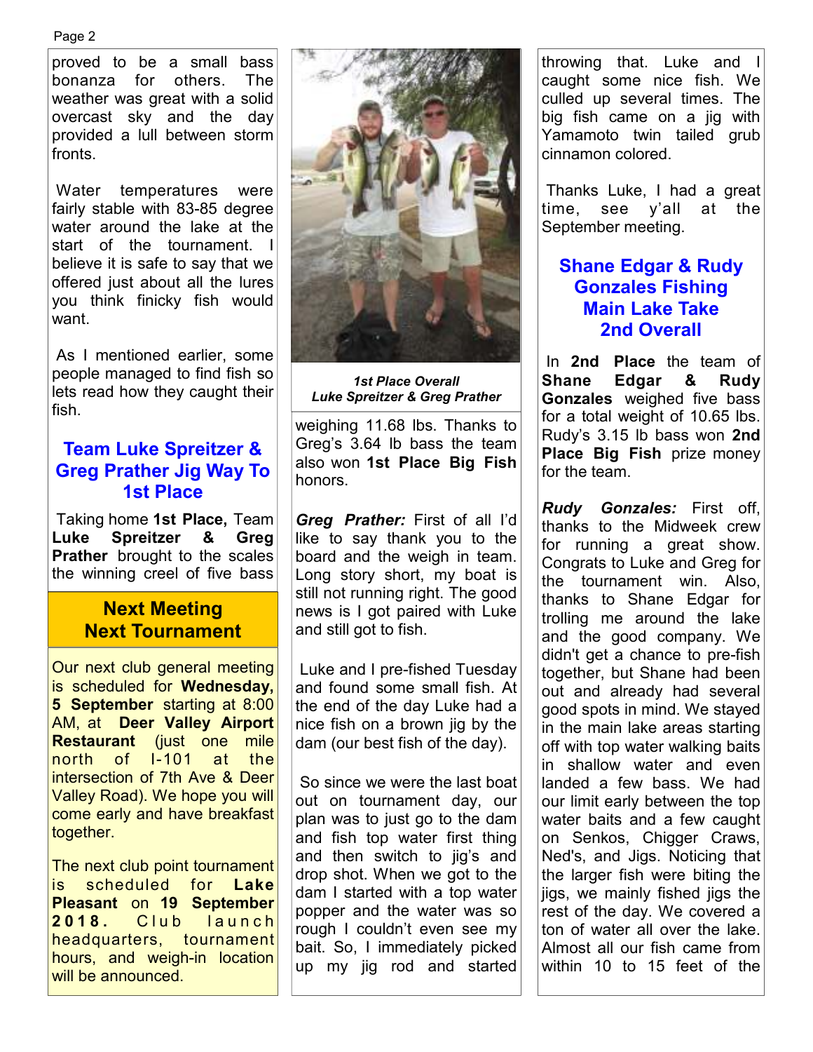proved to be a small bass bonanza for others. The weather was great with a solid overcast sky and the day provided a lull between storm fronts.

Water temperatures were fairly stable with 83-85 degree water around the lake at the start of the tournament. I believe it is safe to say that we offered just about all the lures you think finicky fish would want.

As I mentioned earlier, some people managed to find fish so lets read how they caught their fish.

## Team Luke Spreitzer & Greg Prather Jig Way To 1st Place

Taking home **1st Place,** Team **Luke Spreitzer & Greg Prather** brought to the scales the winning creel of five bass weighing 11.68 lbs. Thanks to Greg's 3.64 lb bass the team also won **1st Place Big Fish** honors.

***1st Place Overall***
***Luke Spreitzer & Greg Prather***

***Greg Prather:*** First of all I'd like to say thank you to the board and the weigh in team. Long story short, my boat is still not running right. The good news is I got paired with Luke and still got to fish.

Luke and I pre-fished Tuesday and found some small fish. At the end of the day Luke had a nice fish on a brown jig by the dam (our best fish of the day).

So since we were the last boat out on tournament day, our plan was to just go to the dam and fish top water first thing and then switch to jig's and drop shot. When we got to the dam I started with a top water popper and the water was so rough I couldn't even see my bait. So, I immediately picked up my jig rod and started throwing that. Luke and I caught some nice fish. We culled up several times. The big fish came on a jig with Yamamoto twin tailed grub cinnamon colored.

Thanks Luke, I had a great time, see y'all at the September meeting.

## Shane Edgar & Rudy Gonzales Fishing Main Lake Take 2nd Overall

In **2nd Place** the team of **Shane Edgar & Rudy Gonzales** weighed five bass for a total weight of 10.65 lbs. Rudy's 3.15 lb bass won **2nd Place Big Fish** prize money for the team.

***Rudy Gonzales:*** First off, thanks to the Midweek crew for running a great show. Congrats to Luke and Greg for the tournament win. Also, thanks to Shane Edgar for trolling me around the lake and the good company. We didn't get a chance to pre-fish together, but Shane had been out and already had several good spots in mind. We stayed in the main lake areas starting off with top water walking baits in shallow water and even landed a few bass. We had our limit early between the top water baits and a few caught on Senkos, Chigger Craws, Ned's, and Jigs. Noticing that the larger fish were biting the jigs, we mainly fished jigs the rest of the day. We covered a ton of water all over the lake. Almost all our fish came from within 10 to 15 feet of the

## Next Meeting Next Tournament

Our next club general meeting is scheduled for **Wednesday, 5 September** starting at 8:00 AM, at **Deer Valley Airport Restaurant** (just one mile north of I-101 at the intersection of 7th Ave & Deer Valley Road). We hope you will come early and have breakfast together.

The next club point tournament is scheduled for **Lake Pleasant** on **19 September 2018.** Club launch headquarters, tournament hours, and weigh-in location will be announced.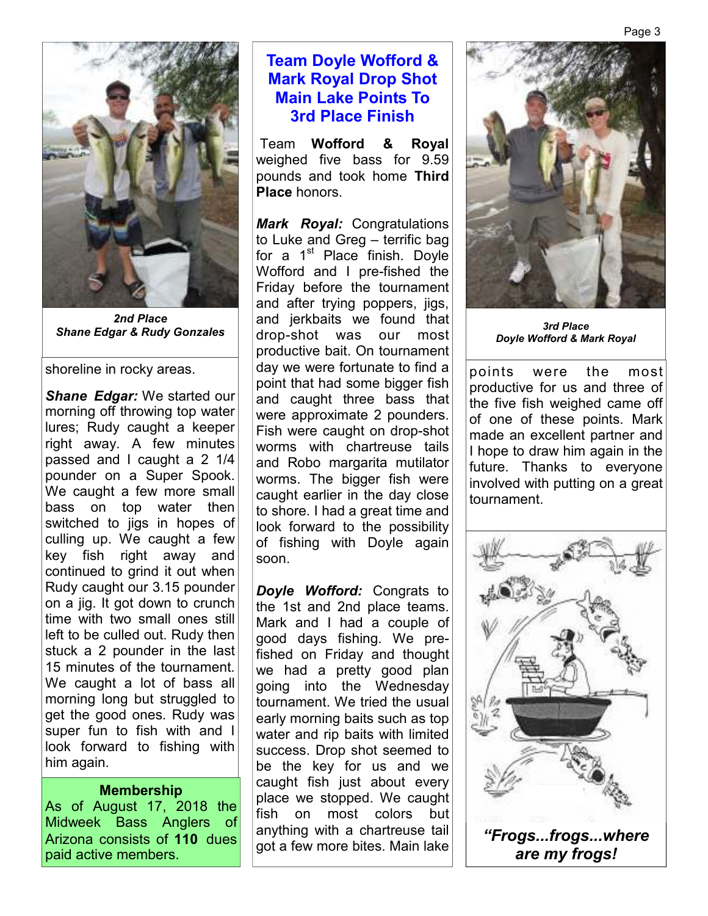*2nd Place*
*Shane Edgar & Rudy Gonzales*

shoreline in rocky areas.

***Shane Edgar:*** We started our morning off throwing top water lures; Rudy caught a keeper right away. A few minutes passed and I caught a 2 1/4 pounder on a Super Spook. We caught a few more small bass on top water then switched to jigs in hopes of culling up. We caught a few key fish right away and continued to grind it out when Rudy caught our 3.15 pounder on a jig. It got down to crunch time with two small ones still left to be culled out. Rudy then stuck a 2 pounder in the last 15 minutes of the tournament. We caught a lot of bass all morning long but struggled to get the good ones. Rudy was super fun to fish with and I look forward to fishing with him again.

**Membership**

As of August 17, 2018 the Midweek Bass Anglers of Arizona consists of **110** dues paid active members.

## Team Doyle Wofford & Mark Royal Drop Shot Main Lake Points To 3rd Place Finish

Team **Wofford & Royal** weighed five bass for 9.59 pounds and took home **Third Place** honors.

***Mark Royal:*** Congratulations to Luke and Greg – terrific bag for a 1st Place finish. Doyle Wofford and I pre-fished the Friday before the tournament and after trying poppers, jigs, and jerkbaits we found that drop-shot was our most productive bait. On tournament day we were fortunate to find a point that had some bigger fish and caught three bass that were approximate 2 pounders. Fish were caught on drop-shot worms with chartreuse tails and Robo margarita mutilator worms. The bigger fish were caught earlier in the day close to shore. I had a great time and look forward to the possibility of fishing with Doyle again soon.

***Doyle Wofford:*** Congrats to the 1st and 2nd place teams. Mark and I had a couple of good days fishing. We pre-fished on Friday and thought we had a pretty good plan going into the Wednesday tournament. We tried the usual early morning baits such as top water and rip baits with limited success. Drop shot seemed to be the key for us and we caught fish just about every place we stopped. We caught fish on most colors but anything with a chartreuse tail got a few more bites. Main lake points were the most productive for us and three of the five fish weighed came off of one of these points. Mark made an excellent partner and I hope to draw him again in the future. Thanks to everyone involved with putting on a great tournament.

*3rd Place*
*Doyle Wofford & Mark Royal*

***"Frogs...frogs...where are my frogs!***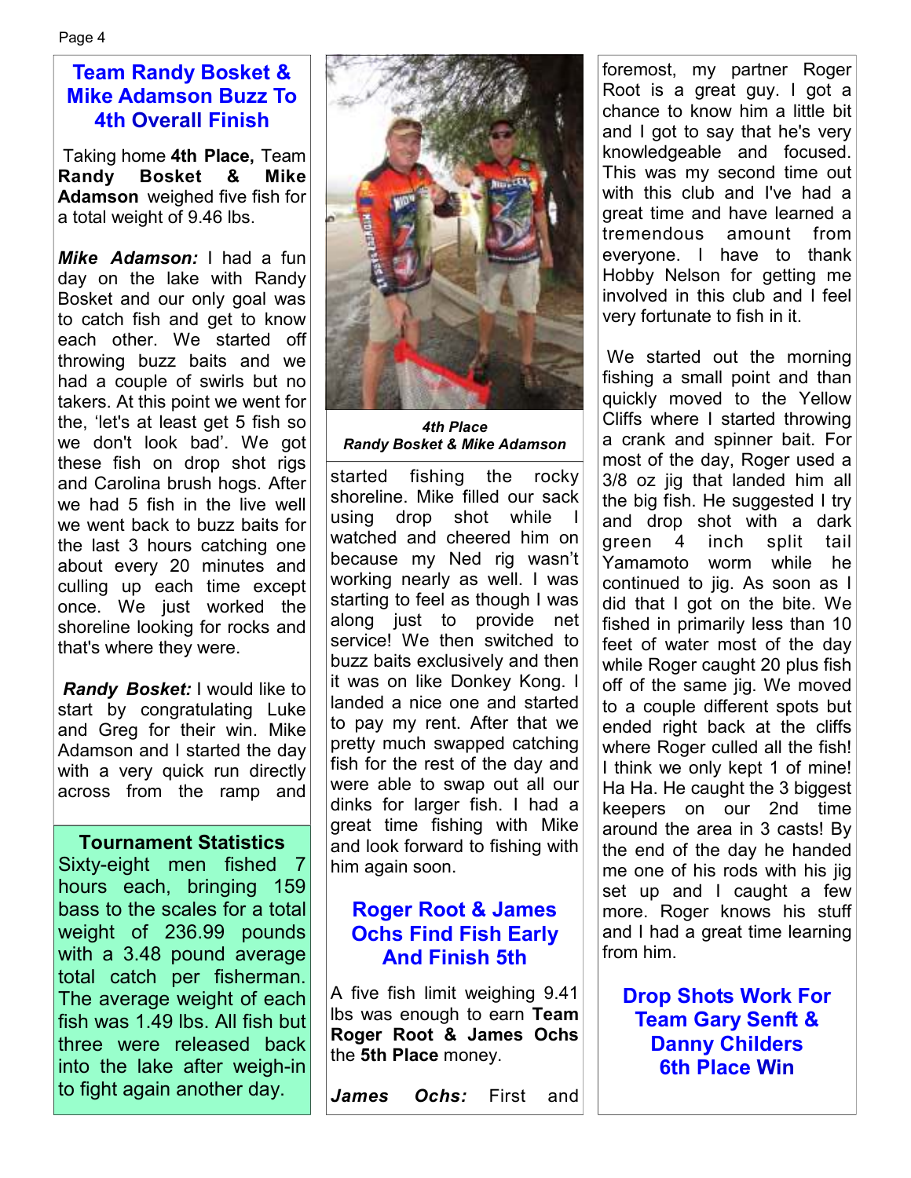## Team Randy Bosket & Mike Adamson Buzz To 4th Overall Finish

Taking home **4th Place,** Team **Randy Bosket & Mike Adamson** weighed five fish for a total weight of 9.46 lbs.

***Mike Adamson:*** I had a fun day on the lake with Randy Bosket and our only goal was to catch fish and get to know each other. We started off throwing buzz baits and we had a couple of swirls but no takers. At this point we went for the, 'let's at least get 5 fish so we don't look bad'. We got these fish on drop shot rigs and Carolina brush hogs. After we had 5 fish in the live well we went back to buzz baits for the last 3 hours catching one about every 20 minutes and culling up each time except once. We just worked the shoreline looking for rocks and that's where they were.

***Randy Bosket:*** I would like to start by congratulating Luke and Greg for their win. Mike Adamson and I started the day with a very quick run directly across from the ramp and started fishing the rocky shoreline. Mike filled our sack using drop shot while I watched and cheered him on because my Ned rig wasn't working nearly as well. I was starting to feel as though I was along just to provide net service! We then switched to buzz baits exclusively and then it was on like Donkey Kong. I landed a nice one and started to pay my rent. After that we pretty much swapped catching fish for the rest of the day and were able to swap out all our dinks for larger fish. I had a great time fishing with Mike and look forward to fishing with him again soon.

***4th Place***
***Randy Bosket & Mike Adamson***

### Tournament Statistics

Sixty-eight men fished 7 hours each, bringing 159 bass to the scales for a total weight of 236.99 pounds with a 3.48 pound average total catch per fisherman. The average weight of each fish was 1.49 lbs. All fish but three were released back into the lake after weigh-in to fight again another day.

## Roger Root & James Ochs Find Fish Early And Finish 5th

A five fish limit weighing 9.41 lbs was enough to earn **Team Roger Root & James Ochs** the **5th Place** money.

***James Ochs:*** First and foremost, my partner Roger Root is a great guy. I got a chance to know him a little bit and I got to say that he's very knowledgeable and focused. This was my second time out with this club and I've had a great time and have learned a tremendous amount from everyone. I have to thank Hobby Nelson for getting me involved in this club and I feel very fortunate to fish in it.

We started out the morning fishing a small point and than quickly moved to the Yellow Cliffs where I started throwing a crank and spinner bait. For most of the day, Roger used a 3/8 oz jig that landed him all the big fish. He suggested I try and drop shot with a dark green 4 inch split tail Yamamoto worm while he continued to jig. As soon as I did that I got on the bite. We fished in primarily less than 10 feet of water most of the day while Roger caught 20 plus fish off of the same jig. We moved to a couple different spots but ended right back at the cliffs where Roger culled all the fish! I think we only kept 1 of mine! Ha Ha. He caught the 3 biggest keepers on our 2nd time around the area in 3 casts! By the end of the day he handed me one of his rods with his jig set up and I caught a few more. Roger knows his stuff and I had a great time learning from him.

## Drop Shots Work For Team Gary Senft & Danny Childers 6th Place Win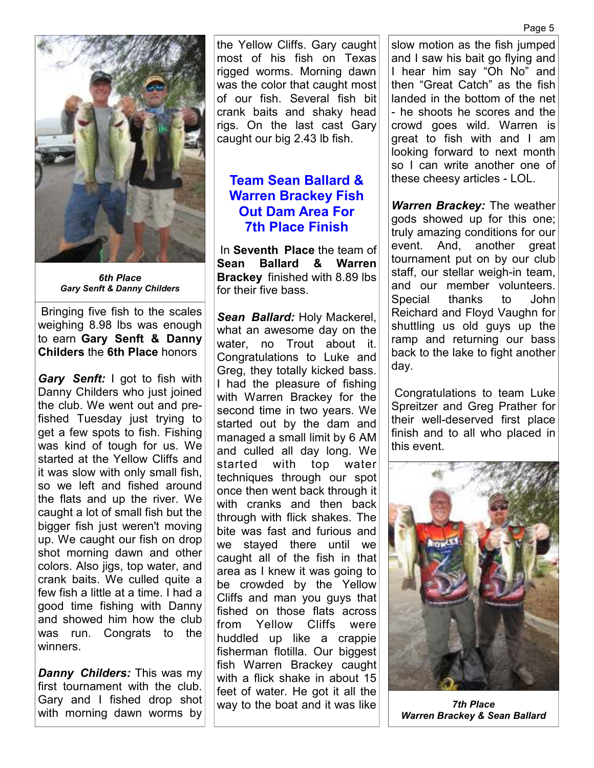*6th Place*
*Gary Senft & Danny Childers*

Bringing five fish to the scales weighing 8.98 lbs was enough to earn **Gary Senft & Danny Childers** the **6th Place** honors

***Gary Senft:*** I got to fish with Danny Childers who just joined the club. We went out and pre-fished Tuesday just trying to get a few spots to fish. Fishing was kind of tough for us. We started at the Yellow Cliffs and it was slow with only small fish, so we left and fished around the flats and up the river. We caught a lot of small fish but the bigger fish just weren't moving up. We caught our fish on drop shot morning dawn and other colors. Also jigs, top water, and crank baits. We culled quite a few fish a little at a time. I had a good time fishing with Danny and showed him how the club was run. Congrats to the winners.

***Danny Childers:*** This was my first tournament with the club. Gary and I fished drop shot with morning dawn worms by the Yellow Cliffs. Gary caught most of his fish on Texas rigged worms. Morning dawn was the color that caught most of our fish. Several fish bit crank baits and shaky head rigs. On the last cast Gary caught our big 2.43 lb fish.

## Team Sean Ballard & Warren Brackey Fish Out Dam Area For 7th Place Finish

In **Seventh Place** the team of **Sean Ballard & Warren Brackey** finished with 8.89 lbs for their five bass.

***Sean Ballard:*** Holy Mackerel, what an awesome day on the water, no Trout about it. Congratulations to Luke and Greg, they totally kicked bass. I had the pleasure of fishing with Warren Brackey for the second time in two years. We started out by the dam and managed a small limit by 6 AM and culled all day long. We started with top water techniques through our spot once then went back through it with cranks and then back through with flick shakes. The bite was fast and furious and we stayed there until we caught all of the fish in that area as I knew it was going to be crowded by the Yellow Cliffs and man you guys that fished on those flats across from Yellow Cliffs were huddled up like a crappie fisherman flotilla. Our biggest fish Warren Brackey caught with a flick shake in about 15 feet of water. He got it all the way to the boat and it was like slow motion as the fish jumped and I saw his bait go flying and I hear him say "Oh No" and then "Great Catch" as the fish landed in the bottom of the net - he shoots he scores and the crowd goes wild. Warren is great to fish with and I am looking forward to next month so I can write another one of these cheesy articles - LOL.

***Warren Brackey:*** The weather gods showed up for this one; truly amazing conditions for our event. And, another great tournament put on by our club staff, our stellar weigh-in team, and our member volunteers. Special thanks to John Reichard and Floyd Vaughn for shuttling us old guys up the ramp and returning our bass back to the lake to fight another day.

Congratulations to team Luke Spreitzer and Greg Prather for their well-deserved first place finish and to all who placed in this event.

*7th Place*
*Warren Brackey & Sean Ballard*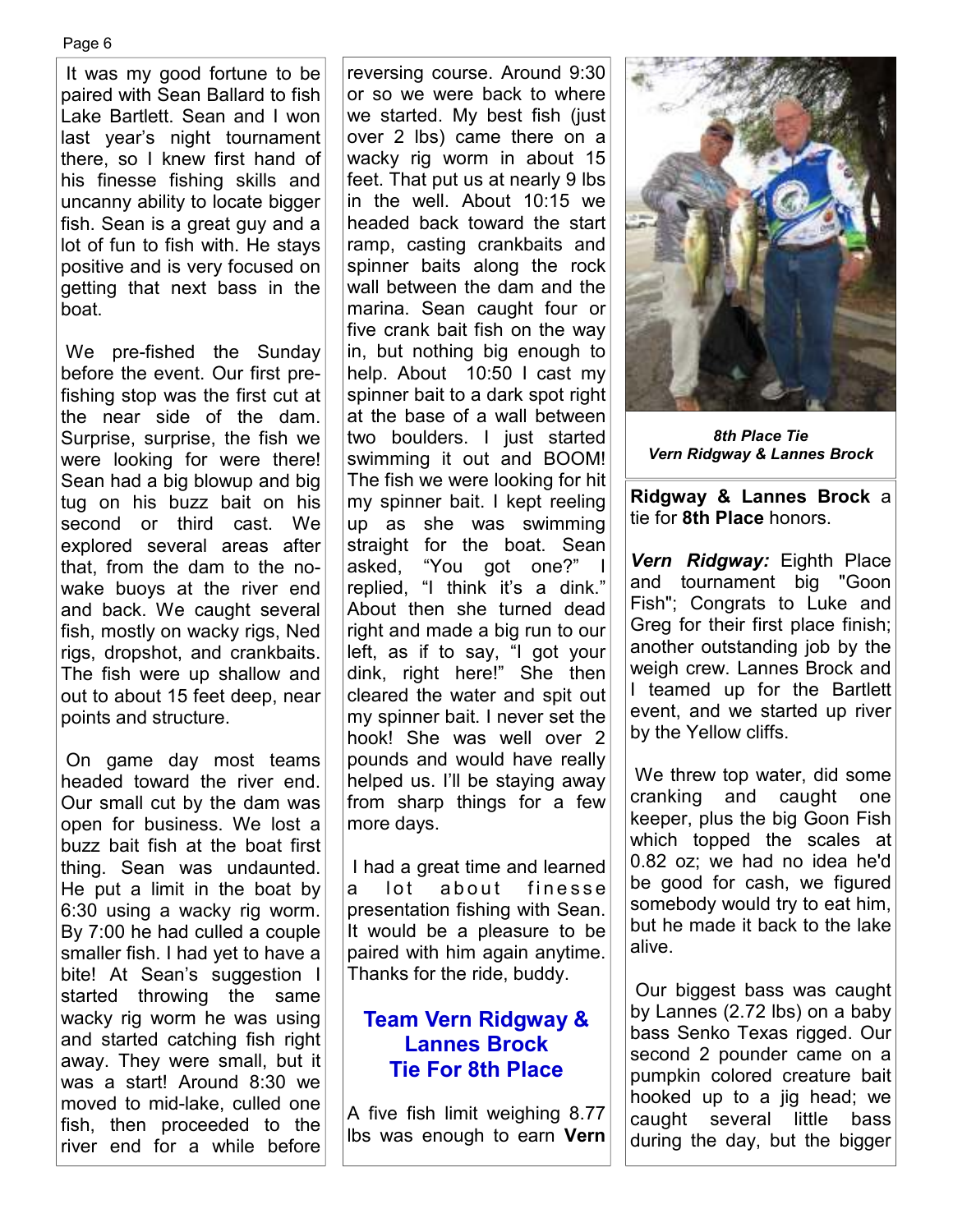It was my good fortune to be paired with Sean Ballard to fish Lake Bartlett. Sean and I won last year's night tournament there, so I knew first hand of his finesse fishing skills and uncanny ability to locate bigger fish. Sean is a great guy and a lot of fun to fish with. He stays positive and is very focused on getting that next bass in the boat.

We pre-fished the Sunday before the event. Our first pre-fishing stop was the first cut at the near side of the dam. Surprise, surprise, the fish we were looking for were there! Sean had a big blowup and big tug on his buzz bait on his second or third cast. We explored several areas after that, from the dam to the no-wake buoys at the river end and back. We caught several fish, mostly on wacky rigs, Ned rigs, dropshot, and crankbaits. The fish were up shallow and out to about 15 feet deep, near points and structure.

On game day most teams headed toward the river end. Our small cut by the dam was open for business. We lost a buzz bait fish at the boat first thing. Sean was undaunted. He put a limit in the boat by 6:30 using a wacky rig worm. By 7:00 he had culled a couple smaller fish. I had yet to have a bite! At Sean's suggestion I started throwing the same wacky rig worm he was using and started catching fish right away. They were small, but it was a start! Around 8:30 we moved to mid-lake, culled one fish, then proceeded to the river end for a while before reversing course. Around 9:30 or so we were back to where we started. My best fish (just over 2 lbs) came there on a wacky rig worm in about 15 feet. That put us at nearly 9 lbs in the well. About 10:15 we headed back toward the start ramp, casting crankbaits and spinner baits along the rock wall between the dam and the marina. Sean caught four or five crank bait fish on the way in, but nothing big enough to help. About 10:50 I cast my spinner bait to a dark spot right at the base of a wall between two boulders. I just started swimming it out and BOOM! The fish we were looking for hit my spinner bait. I kept reeling up as she was swimming straight for the boat. Sean asked, "You got one?" I replied, "I think it's a dink." About then she turned dead right and made a big run to our left, as if to say, "I got your dink, right here!" She then cleared the water and spit out my spinner bait. I never set the hook! She was well over 2 pounds and would have really helped us. I'll be staying away from sharp things for a few more days.

I had a great time and learned a lot about finesse presentation fishing with Sean. It would be a pleasure to be paired with him again anytime. Thanks for the ride, buddy.

## Team Vern Ridgway & Lannes Brock Tie For 8th Place

A five fish limit weighing 8.77 lbs was enough to earn **Vern Ridgway & Lannes Brock** a tie for **8th Place** honors.

***8th Place Tie***
***Vern Ridgway & Lannes Brock***

***Vern Ridgway:*** Eighth Place and tournament big "Goon Fish"; Congrats to Luke and Greg for their first place finish; another outstanding job by the weigh crew. Lannes Brock and I teamed up for the Bartlett event, and we started up river by the Yellow cliffs.

We threw top water, did some cranking and caught one keeper, plus the big Goon Fish which topped the scales at 0.82 oz; we had no idea he'd be good for cash, we figured somebody would try to eat him, but he made it back to the lake alive.

Our biggest bass was caught by Lannes (2.72 lbs) on a baby bass Senko Texas rigged. Our second 2 pounder came on a pumpkin colored creature bait hooked up to a jig head; we caught several little bass during the day, but the bigger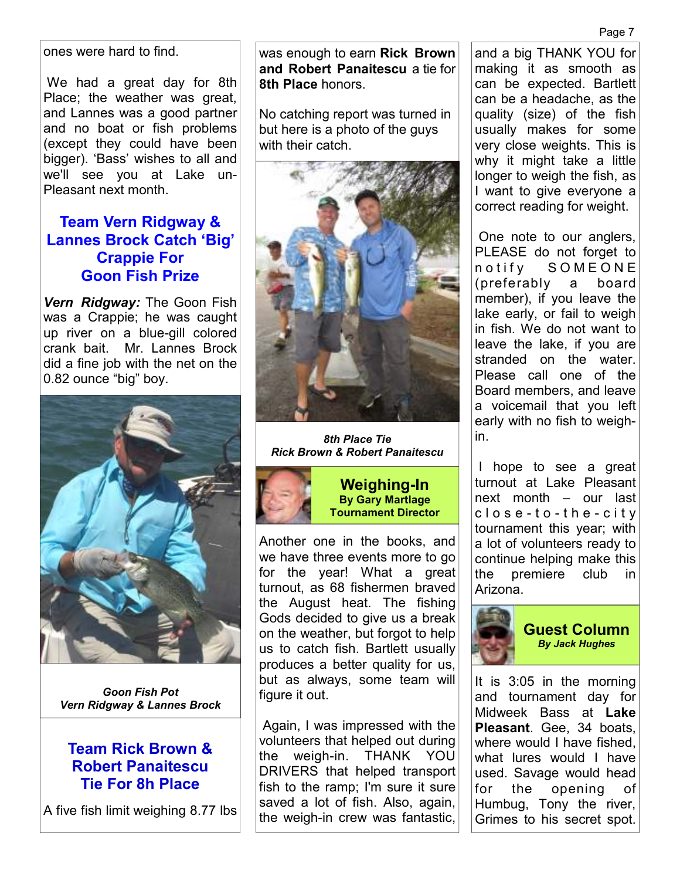ones were hard to find.

We had a great day for 8th Place; the weather was great, and Lannes was a good partner and no boat or fish problems (except they could have been bigger). 'Bass' wishes to all and we'll see you at Lake un-Pleasant next month.

## Team Vern Ridgway & Lannes Brock Catch 'Big' Crappie For Goon Fish Prize

***Vern Ridgway:*** The Goon Fish was a Crappie; he was caught up river on a blue-gill colored crank bait. Mr. Lannes Brock did a fine job with the net on the 0.82 ounce "big" boy.

***Goon Fish Pot***
***Vern Ridgway & Lannes Brock***

## Team Rick Brown & Robert Panaitescu Tie For 8h Place

A five fish limit weighing 8.77 lbs was enough to earn **Rick Brown and Robert Panaitescu** a tie for **8th Place** honors.

No catching report was turned in but here is a photo of the guys with their catch.

***8th Place Tie***
***Rick Brown & Robert Panaitescu***

## Weighing-In
**By Gary Martlage**
**Tournament Director**

Another one in the books, and we have three events more to go for the year! What a great turnout, as 68 fishermen braved the August heat. The fishing Gods decided to give us a break on the weather, but forgot to help us to catch fish. Bartlett usually produces a better quality for us, but as always, some team will figure it out.

Again, I was impressed with the volunteers that helped out during the weigh-in. THANK YOU DRIVERS that helped transport fish to the ramp; I'm sure it sure saved a lot of fish. Also, again, the weigh-in crew was fantastic, and a big THANK YOU for making it as smooth as can be expected. Bartlett can be a headache, as the quality (size) of the fish usually makes for some very close weights. This is why it might take a little longer to weigh the fish, as I want to give everyone a correct reading for weight.

One note to our anglers, PLEASE do not forget to notify SOMEONE (preferably a board member), if you leave the lake early, or fail to weigh in fish. We do not want to leave the lake, if you are stranded on the water. Please call one of the Board members, and leave a voicemail that you left early with no fish to weigh-in.

I hope to see a great turnout at Lake Pleasant next month – our last close-to-the-city tournament this year; with a lot of volunteers ready to continue helping make this the premiere club in Arizona.

## Guest Column
***By Jack Hughes***

It is 3:05 in the morning and tournament day for Midweek Bass at **Lake Pleasant**. Gee, 34 boats, where would I have fished, what lures would I have used. Savage would head for the opening of Humbug, Tony the river, Grimes to his secret spot.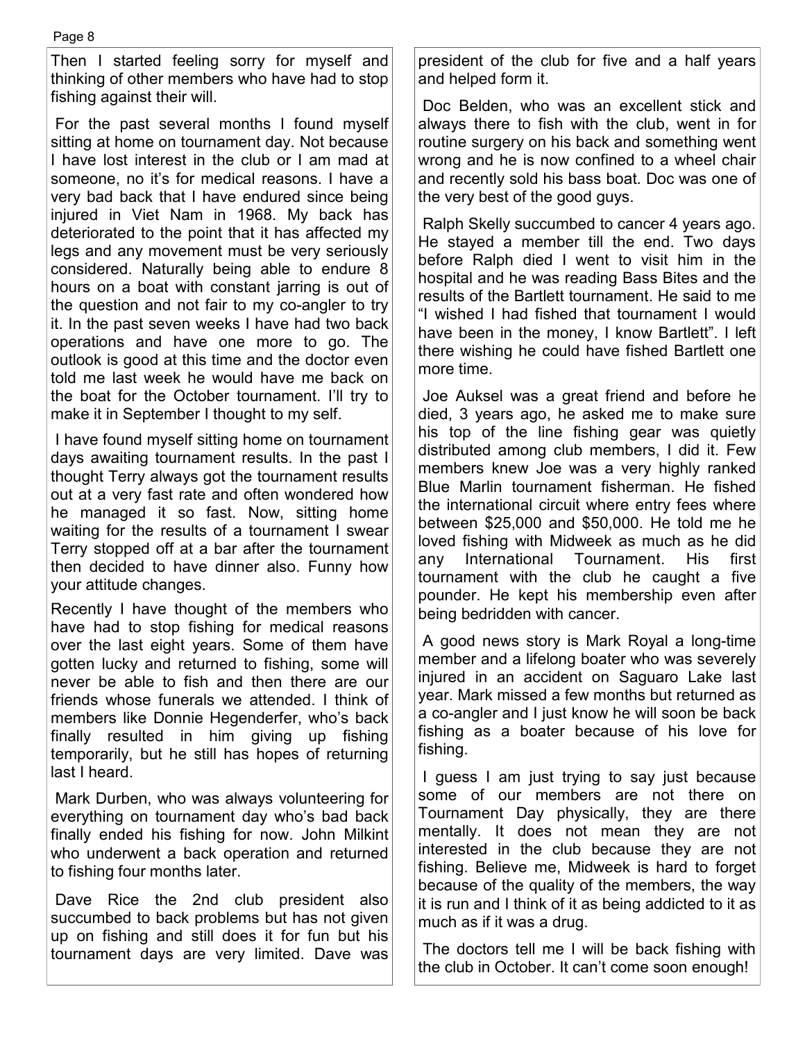Then I started feeling sorry for myself and thinking of other members who have had to stop fishing against their will.

For the past several months I found myself sitting at home on tournament day. Not because I have lost interest in the club or I am mad at someone, no it's for medical reasons. I have a very bad back that I have endured since being injured in Viet Nam in 1968. My back has deteriorated to the point that it has affected my legs and any movement must be very seriously considered. Naturally being able to endure 8 hours on a boat with constant jarring is out of the question and not fair to my co-angler to try it. In the past seven weeks I have had two back operations and have one more to go. The outlook is good at this time and the doctor even told me last week he would have me back on the boat for the October tournament. I'll try to make it in September I thought to my self.

I have found myself sitting home on tournament days awaiting tournament results. In the past I thought Terry always got the tournament results out at a very fast rate and often wondered how he managed it so fast. Now, sitting home waiting for the results of a tournament I swear Terry stopped off at a bar after the tournament then decided to have dinner also. Funny how your attitude changes.

Recently I have thought of the members who have had to stop fishing for medical reasons over the last eight years. Some of them have gotten lucky and returned to fishing, some will never be able to fish and then there are our friends whose funerals we attended. I think of members like Donnie Hegenderfer, who's back finally resulted in him giving up fishing temporarily, but he still has hopes of returning last I heard.

Mark Durben, who was always volunteering for everything on tournament day who's bad back finally ended his fishing for now. John Milkint who underwent a back operation and returned to fishing four months later.

Dave Rice the 2nd club president also succumbed to back problems but has not given up on fishing and still does it for fun but his tournament days are very limited. Dave was president of the club for five and a half years and helped form it.

Doc Belden, who was an excellent stick and always there to fish with the club, went in for routine surgery on his back and something went wrong and he is now confined to a wheel chair and recently sold his bass boat. Doc was one of the very best of the good guys.

Ralph Skelly succumbed to cancer 4 years ago. He stayed a member till the end. Two days before Ralph died I went to visit him in the hospital and he was reading Bass Bites and the results of the Bartlett tournament. He said to me "I wished I had fished that tournament I would have been in the money, I know Bartlett". I left there wishing he could have fished Bartlett one more time.

Joe Auksel was a great friend and before he died, 3 years ago, he asked me to make sure his top of the line fishing gear was quietly distributed among club members, I did it. Few members knew Joe was a very highly ranked Blue Marlin tournament fisherman. He fished the international circuit where entry fees where between $25,000 and $50,000. He told me he loved fishing with Midweek as much as he did any International Tournament. His first tournament with the club he caught a five pounder. He kept his membership even after being bedridden with cancer.

A good news story is Mark Royal a long-time member and a lifelong boater who was severely injured in an accident on Saguaro Lake last year. Mark missed a few months but returned as a co-angler and I just know he will soon be back fishing as a boater because of his love for fishing.

I guess I am just trying to say just because some of our members are not there on Tournament Day physically, they are there mentally. It does not mean they are not interested in the club because they are not fishing. Believe me, Midweek is hard to forget because of the quality of the members, the way it is run and I think of it as being addicted to it as much as if it was a drug.

The doctors tell me I will be back fishing with the club in October. It can't come soon enough!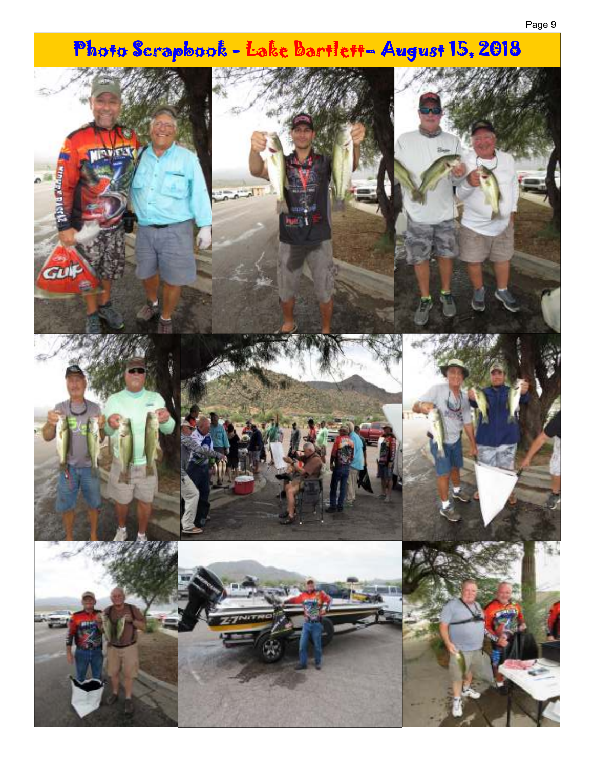# Photo Scrapbook - Lake Bartlett- August 15, 2018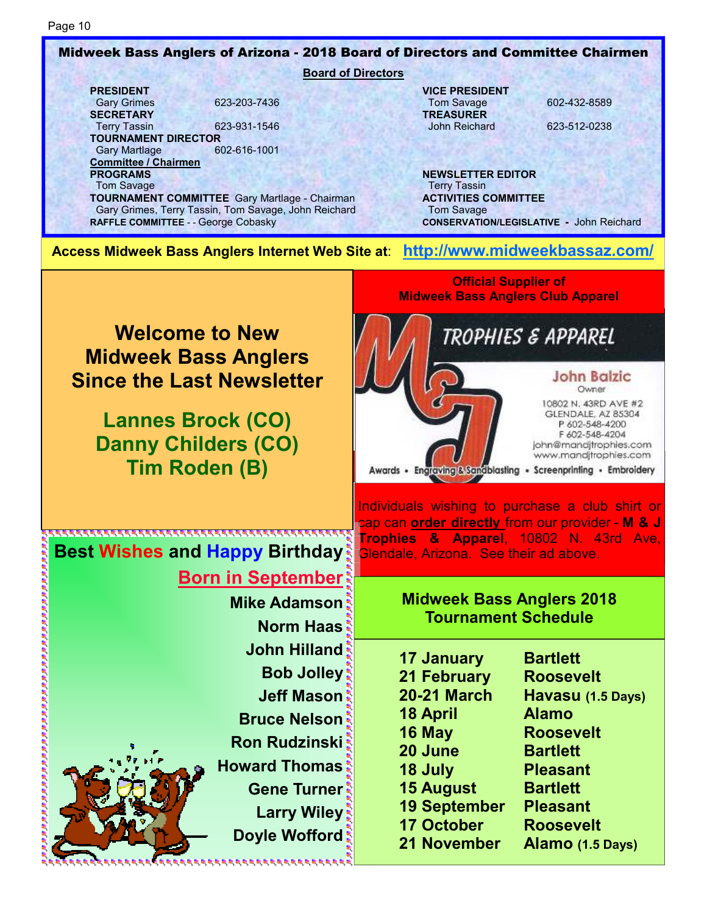## Midweek Bass Anglers of Arizona - 2018 Board of Directors and Committee Chairmen

### Board of Directors

**PRESIDENT**
Gary Grimes 623-203-7436

**VICE PRESIDENT**
Tom Savage 602-432-8589

**SECRETARY**
Terry Tassin 623-931-1546

**TREASURER**
John Reichard 623-512-0238

**TOURNAMENT DIRECTOR**
Gary Martlage 602-616-1001

### Committee / Chairmen

**PROGRAMS**
Tom Savage

**NEWSLETTER EDITOR**
Terry Tassin

**TOURNAMENT COMMITTEE** Gary Martlage - Chairman
Gary Grimes, Terry Tassin, Tom Savage, John Reichard

**ACTIVITIES COMMITTEE**
Tom Savage

**RAFFLE COMMITTEE** - - George Cobasky

**CONSERVATION/LEGISLATIVE** - John Reichard

**Access Midweek Bass Anglers Internet Web Site at**: http://www.midweekbassaz.com/

## Welcome to New Midweek Bass Anglers Since the Last Newsletter

**Lannes Brock (CO)**
**Danny Childers (CO)**
**Tim Roden (B)**

## Best Wishes and Happy Birthday

### Born in September

Mike Adamson
Norm Haas
John Hilland
Bob Jolley
Jeff Mason
Bruce Nelson
Ron Rudzinski
Howard Thomas
Gene Turner
Larry Wiley
Doyle Wofford

**Official Supplier of Midweek Bass Anglers Club Apparel**

M&J TROPHIES & APPAREL
John Balzic
Owner
10802 N. 43RD AVE #2
GLENDALE, AZ 85304
P 602-548-4200
F 602-548-4204
john@mandjtrophies.com
www.mandjtrophies.com
Awards • Engraving & Sandblasting • Screenprinting • Embroidery

Individuals wishing to purchase a club shirt or cap can **order directly** from our provider - **M & J Trophies & Apparel**, 10802 N. 43rd Ave, Glendale, Arizona. See their ad above.

## Midweek Bass Anglers 2018 Tournament Schedule

| | |
|---|---|
| 17 January | Bartlett |
| 21 February | Roosevelt |
| 20-21 March | Havasu (1.5 Days) |
| 18 April | Alamo |
| 16 May | Roosevelt |
| 20 June | Bartlett |
| 18 July | Pleasant |
| 15 August | Bartlett |
| 19 September | Pleasant |
| 17 October | Roosevelt |
| 21 November | Alamo (1.5 Days) |